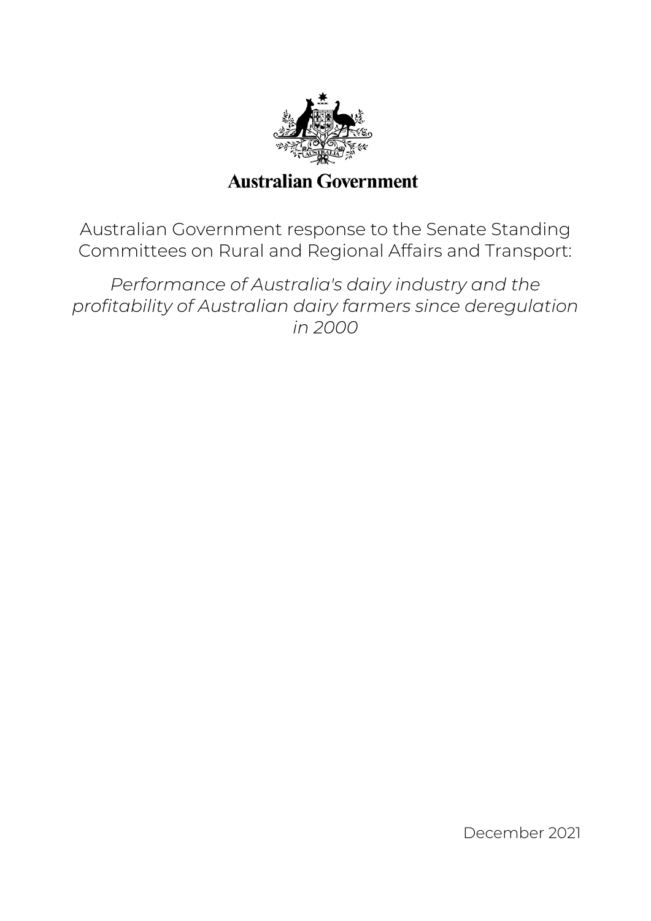Australian Government

Australian Government response to the Senate Standing Committees on Rural and Regional Affairs and Transport:

*Performance of Australia's dairy industry and the profitability of Australian dairy farmers since deregulation in 2000*

December 2021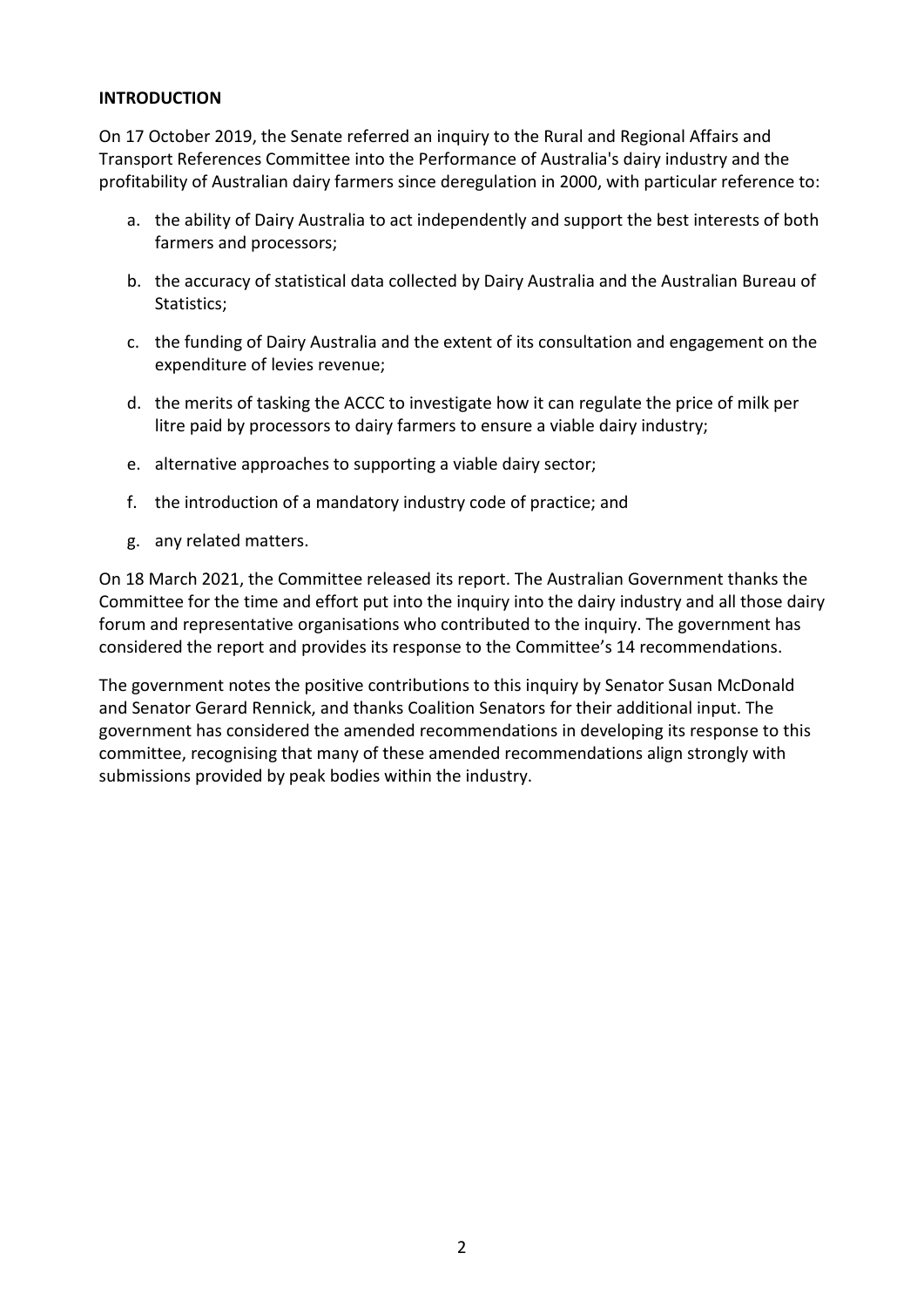**INTRODUCTION**

On 17 October 2019, the Senate referred an inquiry to the Rural and Regional Affairs and Transport References Committee into the Performance of Australia's dairy industry and the profitability of Australian dairy farmers since deregulation in 2000, with particular reference to:

a. the ability of Dairy Australia to act independently and support the best interests of both farmers and processors;

b. the accuracy of statistical data collected by Dairy Australia and the Australian Bureau of Statistics;

c. the funding of Dairy Australia and the extent of its consultation and engagement on the expenditure of levies revenue;

d. the merits of tasking the ACCC to investigate how it can regulate the price of milk per litre paid by processors to dairy farmers to ensure a viable dairy industry;

e. alternative approaches to supporting a viable dairy sector;

f. the introduction of a mandatory industry code of practice; and

g. any related matters.

On 18 March 2021, the Committee released its report. The Australian Government thanks the Committee for the time and effort put into the inquiry into the dairy industry and all those dairy forum and representative organisations who contributed to the inquiry. The government has considered the report and provides its response to the Committee's 14 recommendations.

The government notes the positive contributions to this inquiry by Senator Susan McDonald and Senator Gerard Rennick, and thanks Coalition Senators for their additional input. The government has considered the amended recommendations in developing its response to this committee, recognising that many of these amended recommendations align strongly with submissions provided by peak bodies within the industry.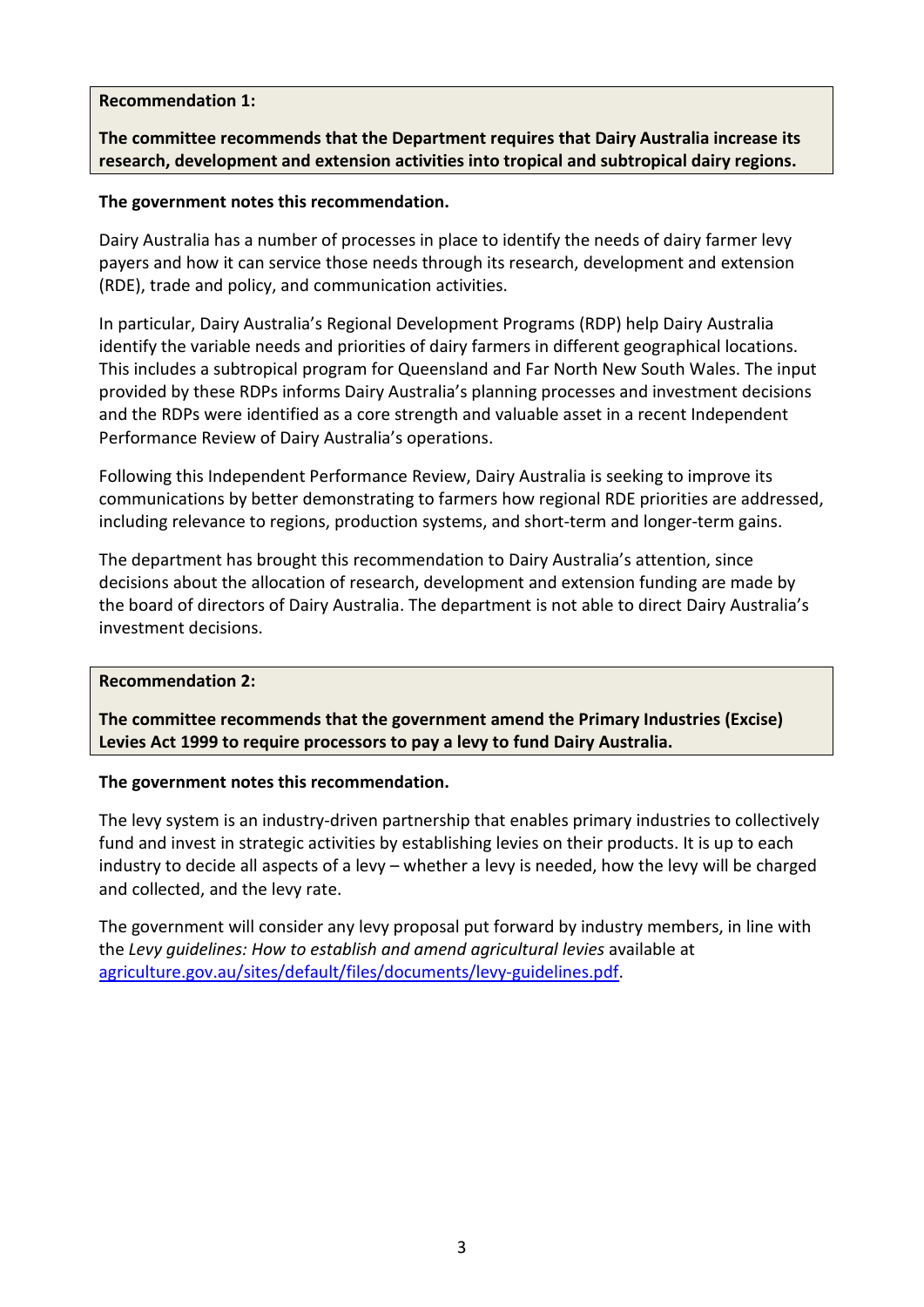**Recommendation 1:**

**The committee recommends that the Department requires that Dairy Australia increase its research, development and extension activities into tropical and subtropical dairy regions.**

**The government notes this recommendation.**

Dairy Australia has a number of processes in place to identify the needs of dairy farmer levy payers and how it can service those needs through its research, development and extension (RDE), trade and policy, and communication activities.

In particular, Dairy Australia's Regional Development Programs (RDP) help Dairy Australia identify the variable needs and priorities of dairy farmers in different geographical locations. This includes a subtropical program for Queensland and Far North New South Wales. The input provided by these RDPs informs Dairy Australia's planning processes and investment decisions and the RDPs were identified as a core strength and valuable asset in a recent Independent Performance Review of Dairy Australia's operations.

Following this Independent Performance Review, Dairy Australia is seeking to improve its communications by better demonstrating to farmers how regional RDE priorities are addressed, including relevance to regions, production systems, and short-term and longer-term gains.

The department has brought this recommendation to Dairy Australia's attention, since decisions about the allocation of research, development and extension funding are made by the board of directors of Dairy Australia. The department is not able to direct Dairy Australia's investment decisions.

**Recommendation 2:**

**The committee recommends that the government amend the Primary Industries (Excise) Levies Act 1999 to require processors to pay a levy to fund Dairy Australia.**

**The government notes this recommendation.**

The levy system is an industry-driven partnership that enables primary industries to collectively fund and invest in strategic activities by establishing levies on their products. It is up to each industry to decide all aspects of a levy – whether a levy is needed, how the levy will be charged and collected, and the levy rate.

The government will consider any levy proposal put forward by industry members, in line with the *Levy guidelines: How to establish and amend agricultural levies* available at [agriculture.gov.au/sites/default/files/documents/levy-guidelines.pdf](agriculture.gov.au/sites/default/files/documents/levy-guidelines.pdf).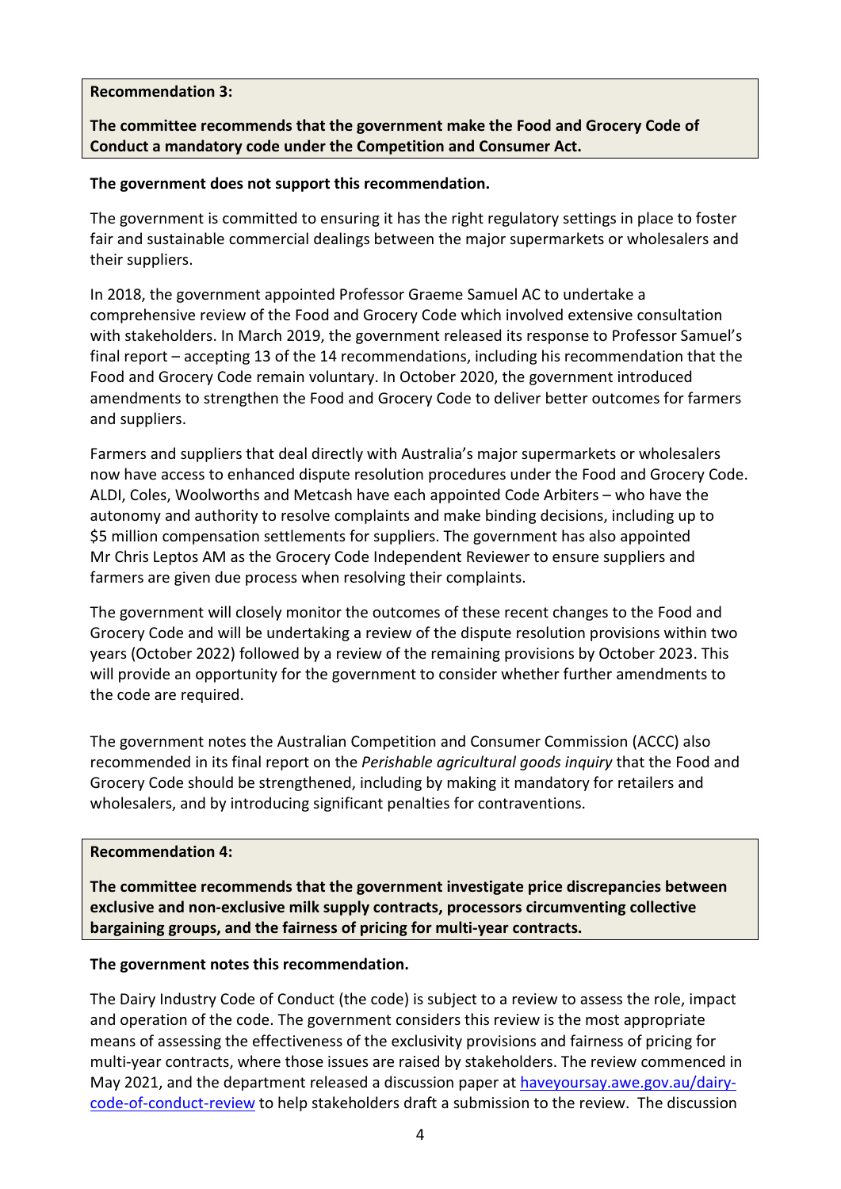**Recommendation 3:**

**The committee recommends that the government make the Food and Grocery Code of Conduct a mandatory code under the Competition and Consumer Act.**

**The government does not support this recommendation.**

The government is committed to ensuring it has the right regulatory settings in place to foster fair and sustainable commercial dealings between the major supermarkets or wholesalers and their suppliers.

In 2018, the government appointed Professor Graeme Samuel AC to undertake a comprehensive review of the Food and Grocery Code which involved extensive consultation with stakeholders. In March 2019, the government released its response to Professor Samuel's final report – accepting 13 of the 14 recommendations, including his recommendation that the Food and Grocery Code remain voluntary. In October 2020, the government introduced amendments to strengthen the Food and Grocery Code to deliver better outcomes for farmers and suppliers.

Farmers and suppliers that deal directly with Australia's major supermarkets or wholesalers now have access to enhanced dispute resolution procedures under the Food and Grocery Code. ALDI, Coles, Woolworths and Metcash have each appointed Code Arbiters – who have the autonomy and authority to resolve complaints and make binding decisions, including up to $5 million compensation settlements for suppliers. The government has also appointed Mr Chris Leptos AM as the Grocery Code Independent Reviewer to ensure suppliers and farmers are given due process when resolving their complaints.

The government will closely monitor the outcomes of these recent changes to the Food and Grocery Code and will be undertaking a review of the dispute resolution provisions within two years (October 2022) followed by a review of the remaining provisions by October 2023. This will provide an opportunity for the government to consider whether further amendments to the code are required.

The government notes the Australian Competition and Consumer Commission (ACCC) also recommended in its final report on the *Perishable agricultural goods inquiry* that the Food and Grocery Code should be strengthened, including by making it mandatory for retailers and wholesalers, and by introducing significant penalties for contraventions.

**Recommendation 4:**

**The committee recommends that the government investigate price discrepancies between exclusive and non-exclusive milk supply contracts, processors circumventing collective bargaining groups, and the fairness of pricing for multi-year contracts.**

**The government notes this recommendation.**

The Dairy Industry Code of Conduct (the code) is subject to a review to assess the role, impact and operation of the code. The government considers this review is the most appropriate means of assessing the effectiveness of the exclusivity provisions and fairness of pricing for multi-year contracts, where those issues are raised by stakeholders. The review commenced in May 2021, and the department released a discussion paper at [haveyoursay.awe.gov.au/dairy-code-of-conduct-review](haveyoursay.awe.gov.au/dairy-code-of-conduct-review) to help stakeholders draft a submission to the review. The discussion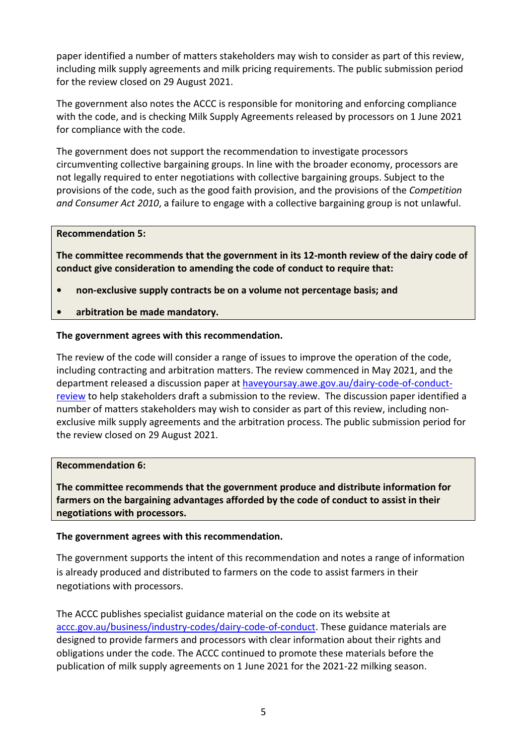paper identified a number of matters stakeholders may wish to consider as part of this review, including milk supply agreements and milk pricing requirements. The public submission period for the review closed on 29 August 2021.

The government also notes the ACCC is responsible for monitoring and enforcing compliance with the code, and is checking Milk Supply Agreements released by processors on 1 June 2021 for compliance with the code.

The government does not support the recommendation to investigate processors circumventing collective bargaining groups. In line with the broader economy, processors are not legally required to enter negotiations with collective bargaining groups. Subject to the provisions of the code, such as the good faith provision, and the provisions of the *Competition and Consumer Act 2010*, a failure to engage with a collective bargaining group is not unlawful.

**Recommendation 5:**

**The committee recommends that the government in its 12-month review of the dairy code of conduct give consideration to amending the code of conduct to require that:**

- **non-exclusive supply contracts be on a volume not percentage basis; and**
- **arbitration be made mandatory.**

**The government agrees with this recommendation.**

The review of the code will consider a range of issues to improve the operation of the code, including contracting and arbitration matters. The review commenced in May 2021, and the department released a discussion paper at haveyoursay.awe.gov.au/dairy-code-of-conduct-review to help stakeholders draft a submission to the review. The discussion paper identified a number of matters stakeholders may wish to consider as part of this review, including non-exclusive milk supply agreements and the arbitration process. The public submission period for the review closed on 29 August 2021.

**Recommendation 6:**

**The committee recommends that the government produce and distribute information for farmers on the bargaining advantages afforded by the code of conduct to assist in their negotiations with processors.**

**The government agrees with this recommendation.**

The government supports the intent of this recommendation and notes a range of information is already produced and distributed to farmers on the code to assist farmers in their negotiations with processors.

The ACCC publishes specialist guidance material on the code on its website at accc.gov.au/business/industry-codes/dairy-code-of-conduct. These guidance materials are designed to provide farmers and processors with clear information about their rights and obligations under the code. The ACCC continued to promote these materials before the publication of milk supply agreements on 1 June 2021 for the 2021-22 milking season.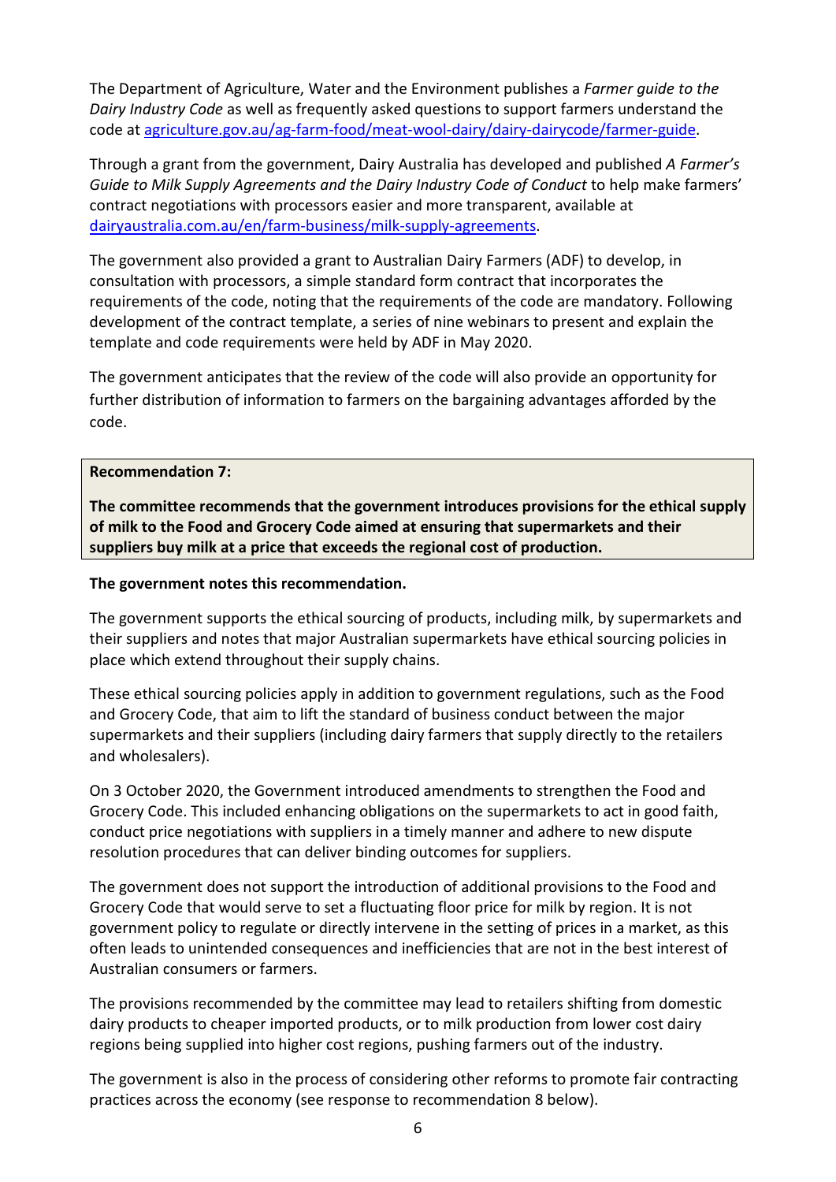The Department of Agriculture, Water and the Environment publishes a *Farmer guide to the Dairy Industry Code* as well as frequently asked questions to support farmers understand the code at [agriculture.gov.au/ag-farm-food/meat-wool-dairy/dairy-dairycode/farmer-guide](agriculture.gov.au/ag-farm-food/meat-wool-dairy/dairy-dairycode/farmer-guide).

Through a grant from the government, Dairy Australia has developed and published *A Farmer's Guide to Milk Supply Agreements and the Dairy Industry Code of Conduct* to help make farmers' contract negotiations with processors easier and more transparent, available at [dairyaustralia.com.au/en/farm-business/milk-supply-agreements](dairyaustralia.com.au/en/farm-business/milk-supply-agreements).

The government also provided a grant to Australian Dairy Farmers (ADF) to develop, in consultation with processors, a simple standard form contract that incorporates the requirements of the code, noting that the requirements of the code are mandatory. Following development of the contract template, a series of nine webinars to present and explain the template and code requirements were held by ADF in May 2020.

The government anticipates that the review of the code will also provide an opportunity for further distribution of information to farmers on the bargaining advantages afforded by the code.

**Recommendation 7:**

**The committee recommends that the government introduces provisions for the ethical supply of milk to the Food and Grocery Code aimed at ensuring that supermarkets and their suppliers buy milk at a price that exceeds the regional cost of production.**

**The government notes this recommendation.**

The government supports the ethical sourcing of products, including milk, by supermarkets and their suppliers and notes that major Australian supermarkets have ethical sourcing policies in place which extend throughout their supply chains.

These ethical sourcing policies apply in addition to government regulations, such as the Food and Grocery Code, that aim to lift the standard of business conduct between the major supermarkets and their suppliers (including dairy farmers that supply directly to the retailers and wholesalers).

On 3 October 2020, the Government introduced amendments to strengthen the Food and Grocery Code. This included enhancing obligations on the supermarkets to act in good faith, conduct price negotiations with suppliers in a timely manner and adhere to new dispute resolution procedures that can deliver binding outcomes for suppliers.

The government does not support the introduction of additional provisions to the Food and Grocery Code that would serve to set a fluctuating floor price for milk by region. It is not government policy to regulate or directly intervene in the setting of prices in a market, as this often leads to unintended consequences and inefficiencies that are not in the best interest of Australian consumers or farmers.

The provisions recommended by the committee may lead to retailers shifting from domestic dairy products to cheaper imported products, or to milk production from lower cost dairy regions being supplied into higher cost regions, pushing farmers out of the industry.

The government is also in the process of considering other reforms to promote fair contracting practices across the economy (see response to recommendation 8 below).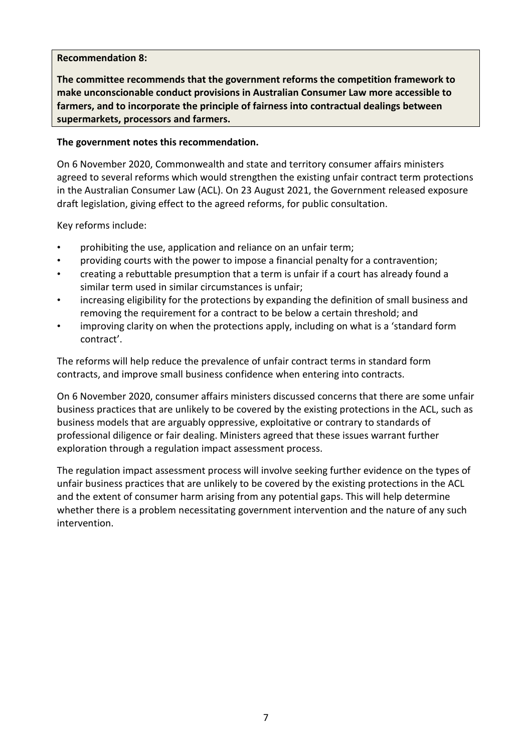**Recommendation 8:**

**The committee recommends that the government reforms the competition framework to make unconscionable conduct provisions in Australian Consumer Law more accessible to farmers, and to incorporate the principle of fairness into contractual dealings between supermarkets, processors and farmers.**

**The government notes this recommendation.**

On 6 November 2020, Commonwealth and state and territory consumer affairs ministers agreed to several reforms which would strengthen the existing unfair contract term protections in the Australian Consumer Law (ACL). On 23 August 2021, the Government released exposure draft legislation, giving effect to the agreed reforms, for public consultation.

Key reforms include:

- prohibiting the use, application and reliance on an unfair term;
- providing courts with the power to impose a financial penalty for a contravention;
- creating a rebuttable presumption that a term is unfair if a court has already found a similar term used in similar circumstances is unfair;
- increasing eligibility for the protections by expanding the definition of small business and removing the requirement for a contract to be below a certain threshold; and
- improving clarity on when the protections apply, including on what is a 'standard form contract'.

The reforms will help reduce the prevalence of unfair contract terms in standard form contracts, and improve small business confidence when entering into contracts.

On 6 November 2020, consumer affairs ministers discussed concerns that there are some unfair business practices that are unlikely to be covered by the existing protections in the ACL, such as business models that are arguably oppressive, exploitative or contrary to standards of professional diligence or fair dealing. Ministers agreed that these issues warrant further exploration through a regulation impact assessment process.

The regulation impact assessment process will involve seeking further evidence on the types of unfair business practices that are unlikely to be covered by the existing protections in the ACL and the extent of consumer harm arising from any potential gaps. This will help determine whether there is a problem necessitating government intervention and the nature of any such intervention.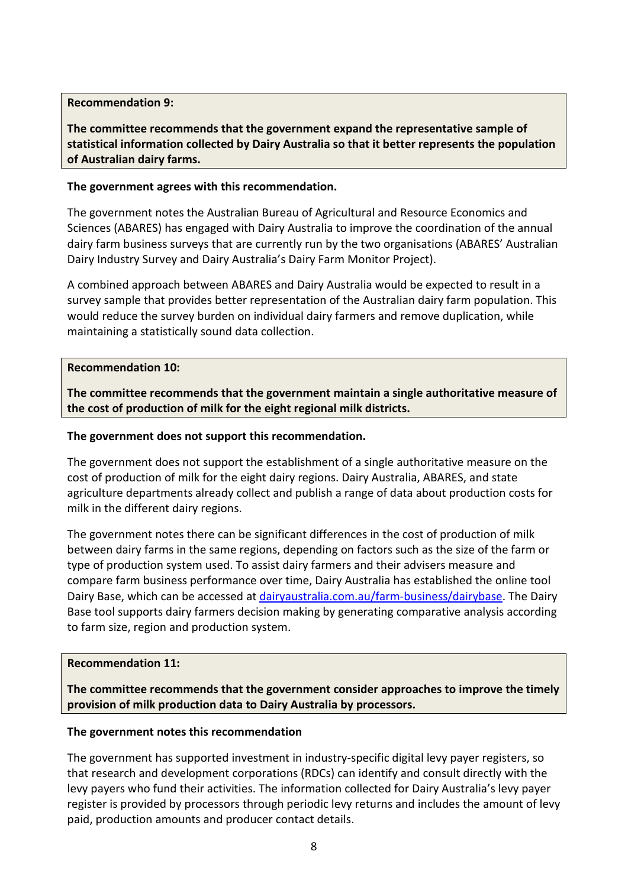**Recommendation 9:**

**The committee recommends that the government expand the representative sample of statistical information collected by Dairy Australia so that it better represents the population of Australian dairy farms.**

**The government agrees with this recommendation.**

The government notes the Australian Bureau of Agricultural and Resource Economics and Sciences (ABARES) has engaged with Dairy Australia to improve the coordination of the annual dairy farm business surveys that are currently run by the two organisations (ABARES' Australian Dairy Industry Survey and Dairy Australia's Dairy Farm Monitor Project).

A combined approach between ABARES and Dairy Australia would be expected to result in a survey sample that provides better representation of the Australian dairy farm population. This would reduce the survey burden on individual dairy farmers and remove duplication, while maintaining a statistically sound data collection.

**Recommendation 10:**

**The committee recommends that the government maintain a single authoritative measure of the cost of production of milk for the eight regional milk districts.**

**The government does not support this recommendation.**

The government does not support the establishment of a single authoritative measure on the cost of production of milk for the eight dairy regions. Dairy Australia, ABARES, and state agriculture departments already collect and publish a range of data about production costs for milk in the different dairy regions.

The government notes there can be significant differences in the cost of production of milk between dairy farms in the same regions, depending on factors such as the size of the farm or type of production system used. To assist dairy farmers and their advisers measure and compare farm business performance over time, Dairy Australia has established the online tool Dairy Base, which can be accessed at dairyaustralia.com.au/farm-business/dairybase. The Dairy Base tool supports dairy farmers decision making by generating comparative analysis according to farm size, region and production system.

**Recommendation 11:**

**The committee recommends that the government consider approaches to improve the timely provision of milk production data to Dairy Australia by processors.**

**The government notes this recommendation**

The government has supported investment in industry-specific digital levy payer registers, so that research and development corporations (RDCs) can identify and consult directly with the levy payers who fund their activities. The information collected for Dairy Australia's levy payer register is provided by processors through periodic levy returns and includes the amount of levy paid, production amounts and producer contact details.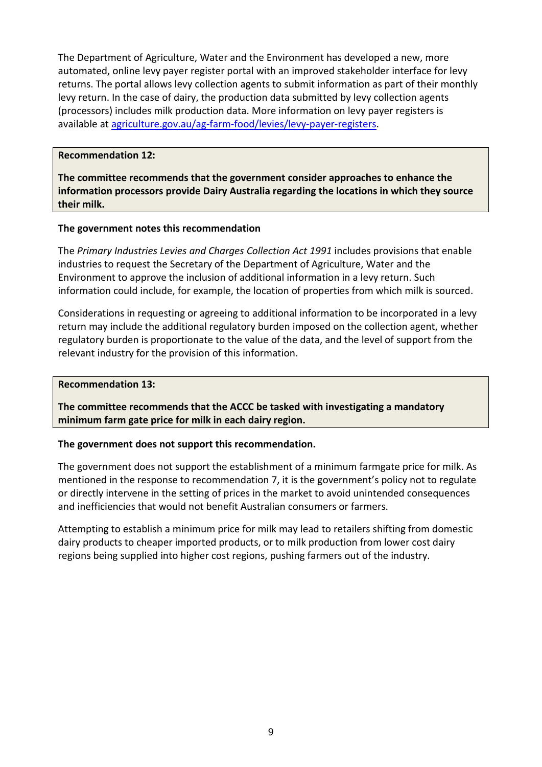The Department of Agriculture, Water and the Environment has developed a new, more automated, online levy payer register portal with an improved stakeholder interface for levy returns. The portal allows levy collection agents to submit information as part of their monthly levy return. In the case of dairy, the production data submitted by levy collection agents (processors) includes milk production data. More information on levy payer registers is available at [agriculture.gov.au/ag-farm-food/levies/levy-payer-registers](agriculture.gov.au/ag-farm-food/levies/levy-payer-registers).

**Recommendation 12:**

**The committee recommends that the government consider approaches to enhance the information processors provide Dairy Australia regarding the locations in which they source their milk.**

**The government notes this recommendation**

The *Primary Industries Levies and Charges Collection Act 1991* includes provisions that enable industries to request the Secretary of the Department of Agriculture, Water and the Environment to approve the inclusion of additional information in a levy return. Such information could include, for example, the location of properties from which milk is sourced.

Considerations in requesting or agreeing to additional information to be incorporated in a levy return may include the additional regulatory burden imposed on the collection agent, whether regulatory burden is proportionate to the value of the data, and the level of support from the relevant industry for the provision of this information.

**Recommendation 13:**

**The committee recommends that the ACCC be tasked with investigating a mandatory minimum farm gate price for milk in each dairy region.**

**The government does not support this recommendation.**

The government does not support the establishment of a minimum farmgate price for milk. As mentioned in the response to recommendation 7, it is the government's policy not to regulate or directly intervene in the setting of prices in the market to avoid unintended consequences and inefficiencies that would not benefit Australian consumers or farmers.

Attempting to establish a minimum price for milk may lead to retailers shifting from domestic dairy products to cheaper imported products, or to milk production from lower cost dairy regions being supplied into higher cost regions, pushing farmers out of the industry.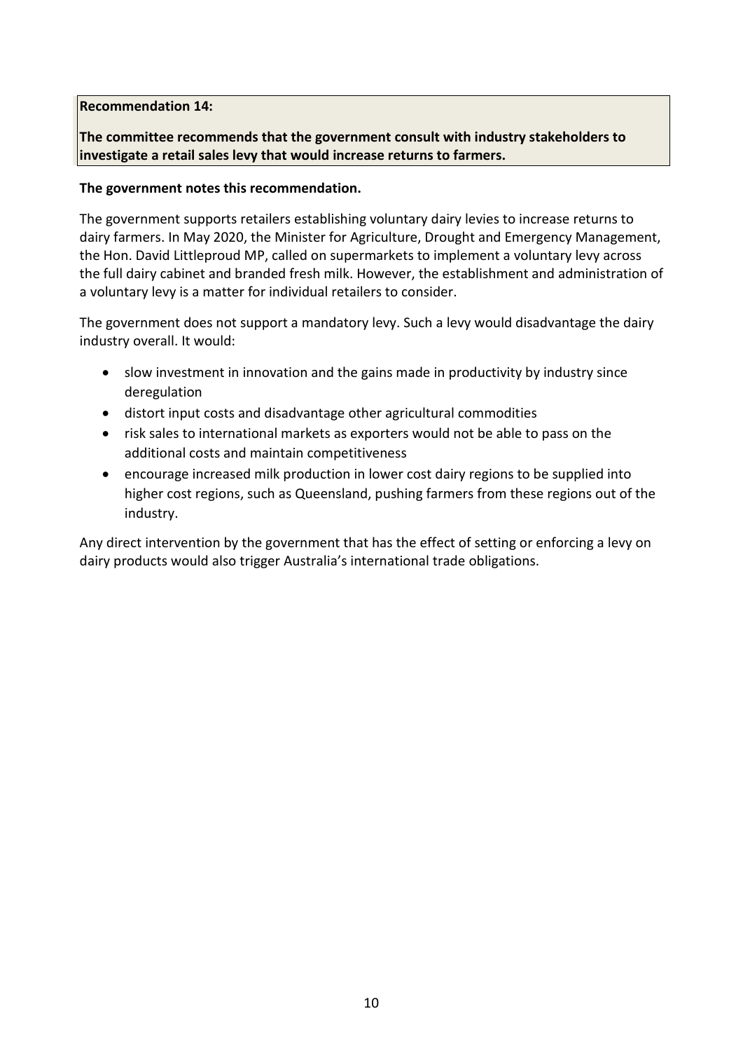**Recommendation 14:**

**The committee recommends that the government consult with industry stakeholders to investigate a retail sales levy that would increase returns to farmers.**

**The government notes this recommendation.**

The government supports retailers establishing voluntary dairy levies to increase returns to dairy farmers. In May 2020, the Minister for Agriculture, Drought and Emergency Management, the Hon. David Littleproud MP, called on supermarkets to implement a voluntary levy across the full dairy cabinet and branded fresh milk. However, the establishment and administration of a voluntary levy is a matter for individual retailers to consider.

The government does not support a mandatory levy. Such a levy would disadvantage the dairy industry overall. It would:

- slow investment in innovation and the gains made in productivity by industry since deregulation
- distort input costs and disadvantage other agricultural commodities
- risk sales to international markets as exporters would not be able to pass on the additional costs and maintain competitiveness
- encourage increased milk production in lower cost dairy regions to be supplied into higher cost regions, such as Queensland, pushing farmers from these regions out of the industry.

Any direct intervention by the government that has the effect of setting or enforcing a levy on dairy products would also trigger Australia's international trade obligations.